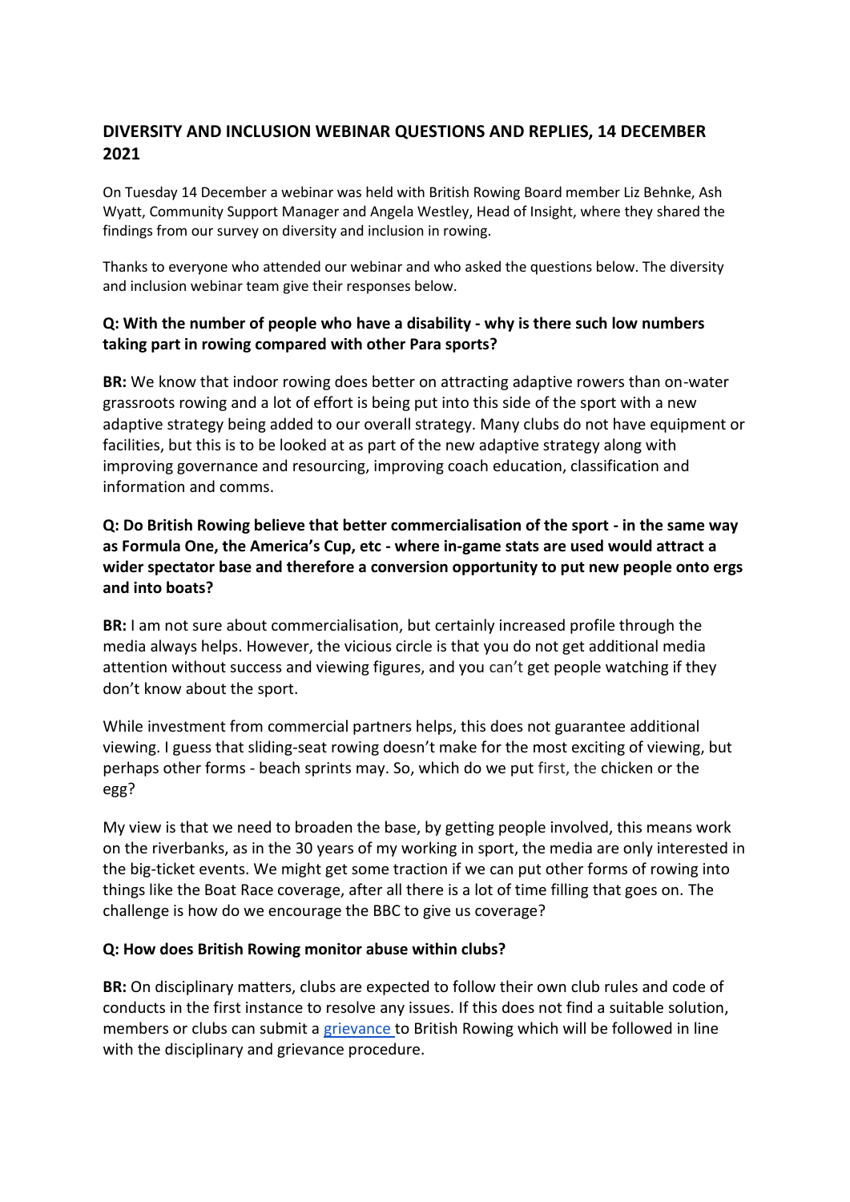## DIVERSITY AND INCLUSION WEBINAR QUESTIONS AND REPLIES, 14 DECEMBER 2021

On Tuesday 14 December a webinar was held with British Rowing Board member Liz Behnke, Ash Wyatt, Community Support Manager and Angela Westley, Head of Insight, where they shared the findings from our survey on diversity and inclusion in rowing.

Thanks to everyone who attended our webinar and who asked the questions below. The diversity and inclusion webinar team give their responses below.

### Q: With the number of people who have a disability - why is there such low numbers taking part in rowing compared with other Para sports?

**BR:** We know that indoor rowing does better on attracting adaptive rowers than on-water grassroots rowing and a lot of effort is being put into this side of the sport with a new adaptive strategy being added to our overall strategy. Many clubs do not have equipment or facilities, but this is to be looked at as part of the new adaptive strategy along with improving governance and resourcing, improving coach education, classification and information and comms.

### Q: Do British Rowing believe that better commercialisation of the sport - in the same way as Formula One, the America's Cup, etc - where in-game stats are used would attract a wider spectator base and therefore a conversion opportunity to put new people onto ergs and into boats?

**BR:** I am not sure about commercialisation, but certainly increased profile through the media always helps. However, the vicious circle is that you do not get additional media attention without success and viewing figures, and you can't get people watching if they don't know about the sport.

While investment from commercial partners helps, this does not guarantee additional viewing. I guess that sliding-seat rowing doesn't make for the most exciting of viewing, but perhaps other forms - beach sprints may. So, which do we put first, the chicken or the egg?

My view is that we need to broaden the base, by getting people involved, this means work on the riverbanks, as in the 30 years of my working in sport, the media are only interested in the big-ticket events. We might get some traction if we can put other forms of rowing into things like the Boat Race coverage, after all there is a lot of time filling that goes on. The challenge is how do we encourage the BBC to give us coverage?

### Q: How does British Rowing monitor abuse within clubs?

**BR:** On disciplinary matters, clubs are expected to follow their own club rules and code of conducts in the first instance to resolve any issues. If this does not find a suitable solution, members or clubs can submit a grievance to British Rowing which will be followed in line with the disciplinary and grievance procedure.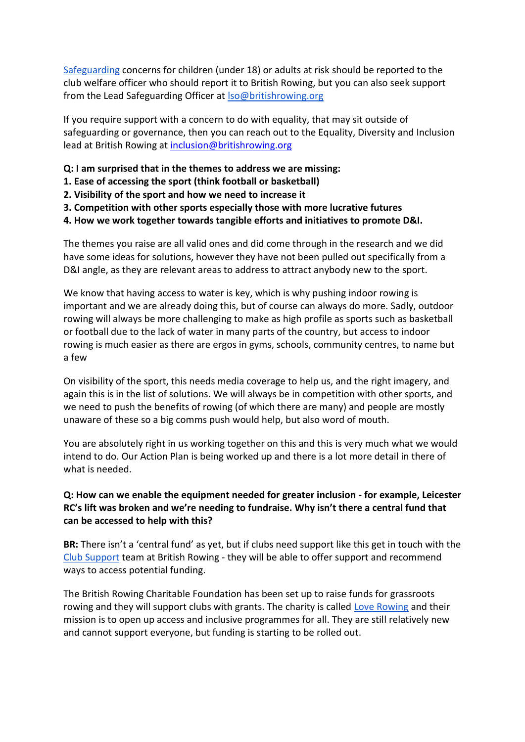[Safeguarding](#) concerns for children (under 18) or adults at risk should be reported to the club welfare officer who should report it to British Rowing, but you can also seek support from the Lead Safeguarding Officer at [lso@britishrowing.org](mailto:lso@britishrowing.org)

If you require support with a concern to do with equality, that may sit outside of safeguarding or governance, then you can reach out to the Equality, Diversity and Inclusion lead at British Rowing at [inclusion@britishrowing.org](mailto:inclusion@britishrowing.org)

**Q: I am surprised that in the themes to address we are missing:**
**1. Ease of accessing the sport (think football or basketball)**
**2. Visibility of the sport and how we need to increase it**
**3. Competition with other sports especially those with more lucrative futures**
**4. How we work together towards tangible efforts and initiatives to promote D&I.**

The themes you raise are all valid ones and did come through in the research and we did have some ideas for solutions, however they have not been pulled out specifically from a D&I angle, as they are relevant areas to address to attract anybody new to the sport.

We know that having access to water is key, which is why pushing indoor rowing is important and we are already doing this, but of course can always do more. Sadly, outdoor rowing will always be more challenging to make as high profile as sports such as basketball or football due to the lack of water in many parts of the country, but access to indoor rowing is much easier as there are ergos in gyms, schools, community centres, to name but a few

On visibility of the sport, this needs media coverage to help us, and the right imagery, and again this is in the list of solutions. We will always be in competition with other sports, and we need to push the benefits of rowing (of which there are many) and people are mostly unaware of these so a big comms push would help, but also word of mouth.

You are absolutely right in us working together on this and this is very much what we would intend to do. Our Action Plan is being worked up and there is a lot more detail in there of what is needed.

**Q: How can we enable the equipment needed for greater inclusion - for example, Leicester RC's lift was broken and we're needing to fundraise. Why isn't there a central fund that can be accessed to help with this?**

**BR:** There isn't a 'central fund' as yet, but if clubs need support like this get in touch with the [Club Support](#) team at British Rowing - they will be able to offer support and recommend ways to access potential funding.

The British Rowing Charitable Foundation has been set up to raise funds for grassroots rowing and they will support clubs with grants. The charity is called [Love Rowing](#) and their mission is to open up access and inclusive programmes for all. They are still relatively new and cannot support everyone, but funding is starting to be rolled out.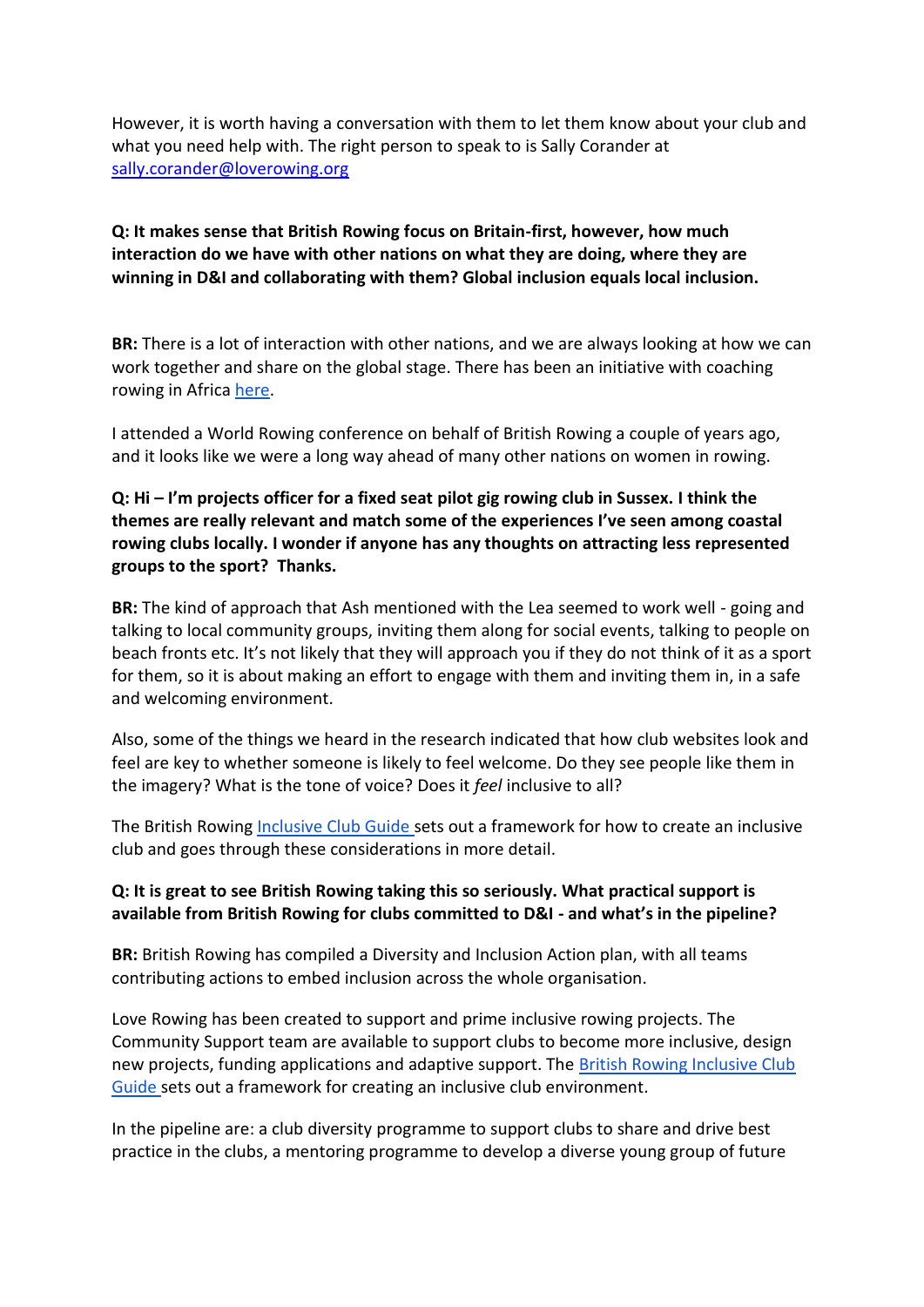However, it is worth having a conversation with them to let them know about your club and what you need help with. The right person to speak to is Sally Corander at [sally.corander@loverowing.org](mailto:sally.corander@loverowing.org)

**Q: It makes sense that British Rowing focus on Britain-first, however, how much interaction do we have with other nations on what they are doing, where they are winning in D&I and collaborating with them? Global inclusion equals local inclusion.**

**BR:** There is a lot of interaction with other nations, and we are always looking at how we can work together and share on the global stage. There has been an initiative with coaching rowing in Africa [here](#).

I attended a World Rowing conference on behalf of British Rowing a couple of years ago, and it looks like we were a long way ahead of many other nations on women in rowing.

**Q: Hi – I'm projects officer for a fixed seat pilot gig rowing club in Sussex. I think the themes are really relevant and match some of the experiences I've seen among coastal rowing clubs locally. I wonder if anyone has any thoughts on attracting less represented groups to the sport? Thanks.**

**BR:** The kind of approach that Ash mentioned with the Lea seemed to work well - going and talking to local community groups, inviting them along for social events, talking to people on beach fronts etc. It's not likely that they will approach you if they do not think of it as a sport for them, so it is about making an effort to engage with them and inviting them in, in a safe and welcoming environment.

Also, some of the things we heard in the research indicated that how club websites look and feel are key to whether someone is likely to feel welcome. Do they see people like them in the imagery? What is the tone of voice? Does it *feel* inclusive to all?

The British Rowing [Inclusive Club Guide](#) sets out a framework for how to create an inclusive club and goes through these considerations in more detail.

**Q: It is great to see British Rowing taking this so seriously. What practical support is available from British Rowing for clubs committed to D&I - and what's in the pipeline?**

**BR:** British Rowing has compiled a Diversity and Inclusion Action plan, with all teams contributing actions to embed inclusion across the whole organisation.

Love Rowing has been created to support and prime inclusive rowing projects. The Community Support team are available to support clubs to become more inclusive, design new projects, funding applications and adaptive support. The [British Rowing Inclusive Club Guide](#) sets out a framework for creating an inclusive club environment.

In the pipeline are: a club diversity programme to support clubs to share and drive best practice in the clubs, a mentoring programme to develop a diverse young group of future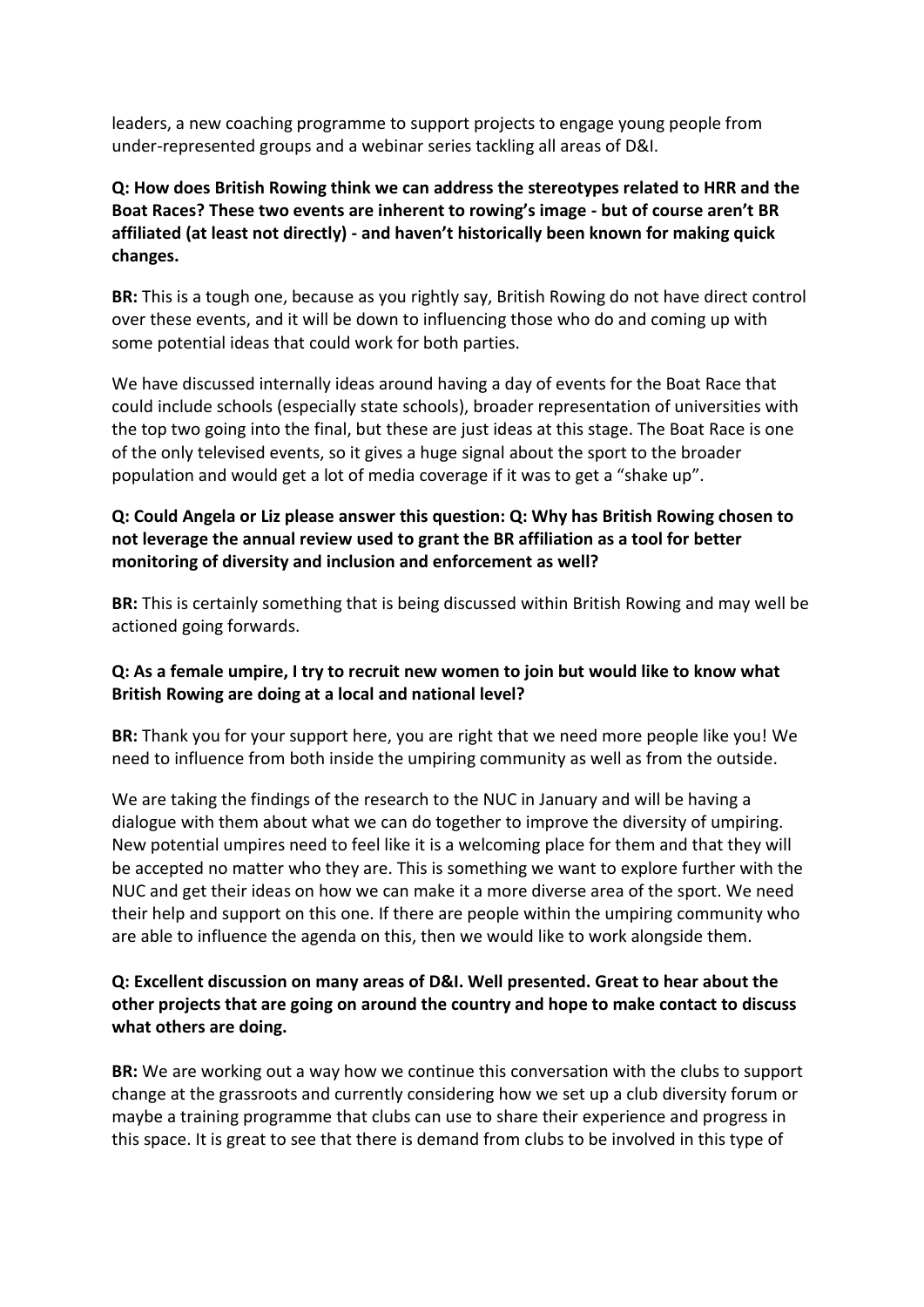leaders, a new coaching programme to support projects to engage young people from under-represented groups and a webinar series tackling all areas of D&I.

**Q: How does British Rowing think we can address the stereotypes related to HRR and the Boat Races? These two events are inherent to rowing's image - but of course aren't BR affiliated (at least not directly) - and haven't historically been known for making quick changes.**

**BR:** This is a tough one, because as you rightly say, British Rowing do not have direct control over these events, and it will be down to influencing those who do and coming up with some potential ideas that could work for both parties.

We have discussed internally ideas around having a day of events for the Boat Race that could include schools (especially state schools), broader representation of universities with the top two going into the final, but these are just ideas at this stage. The Boat Race is one of the only televised events, so it gives a huge signal about the sport to the broader population and would get a lot of media coverage if it was to get a "shake up".

**Q: Could Angela or Liz please answer this question: Q: Why has British Rowing chosen to not leverage the annual review used to grant the BR affiliation as a tool for better monitoring of diversity and inclusion and enforcement as well?**

**BR:** This is certainly something that is being discussed within British Rowing and may well be actioned going forwards.

**Q: As a female umpire, I try to recruit new women to join but would like to know what British Rowing are doing at a local and national level?**

**BR:** Thank you for your support here, you are right that we need more people like you! We need to influence from both inside the umpiring community as well as from the outside.

We are taking the findings of the research to the NUC in January and will be having a dialogue with them about what we can do together to improve the diversity of umpiring. New potential umpires need to feel like it is a welcoming place for them and that they will be accepted no matter who they are. This is something we want to explore further with the NUC and get their ideas on how we can make it a more diverse area of the sport. We need their help and support on this one. If there are people within the umpiring community who are able to influence the agenda on this, then we would like to work alongside them.

**Q: Excellent discussion on many areas of D&I. Well presented. Great to hear about the other projects that are going on around the country and hope to make contact to discuss what others are doing.**

**BR:** We are working out a way how we continue this conversation with the clubs to support change at the grassroots and currently considering how we set up a club diversity forum or maybe a training programme that clubs can use to share their experience and progress in this space. It is great to see that there is demand from clubs to be involved in this type of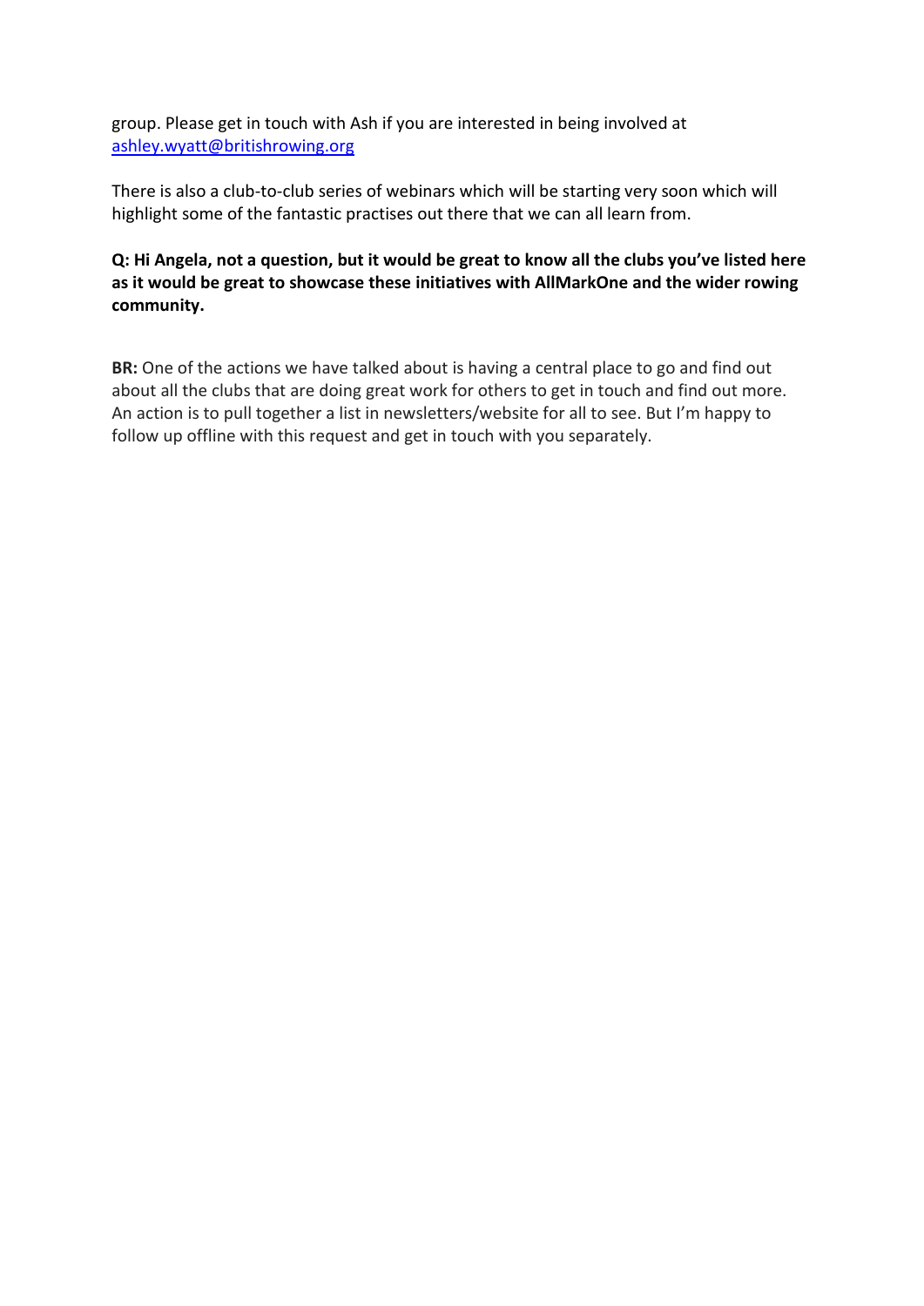group. Please get in touch with Ash if you are interested in being involved at [ashley.wyatt@britishrowing.org](mailto:ashley.wyatt@britishrowing.org)

There is also a club-to-club series of webinars which will be starting very soon which will highlight some of the fantastic practises out there that we can all learn from.

**Q: Hi Angela, not a question, but it would be great to know all the clubs you've listed here as it would be great to showcase these initiatives with AllMarkOne and the wider rowing community.**

**BR:** One of the actions we have talked about is having a central place to go and find out about all the clubs that are doing great work for others to get in touch and find out more. An action is to pull together a list in newsletters/website for all to see. But I'm happy to follow up offline with this request and get in touch with you separately.